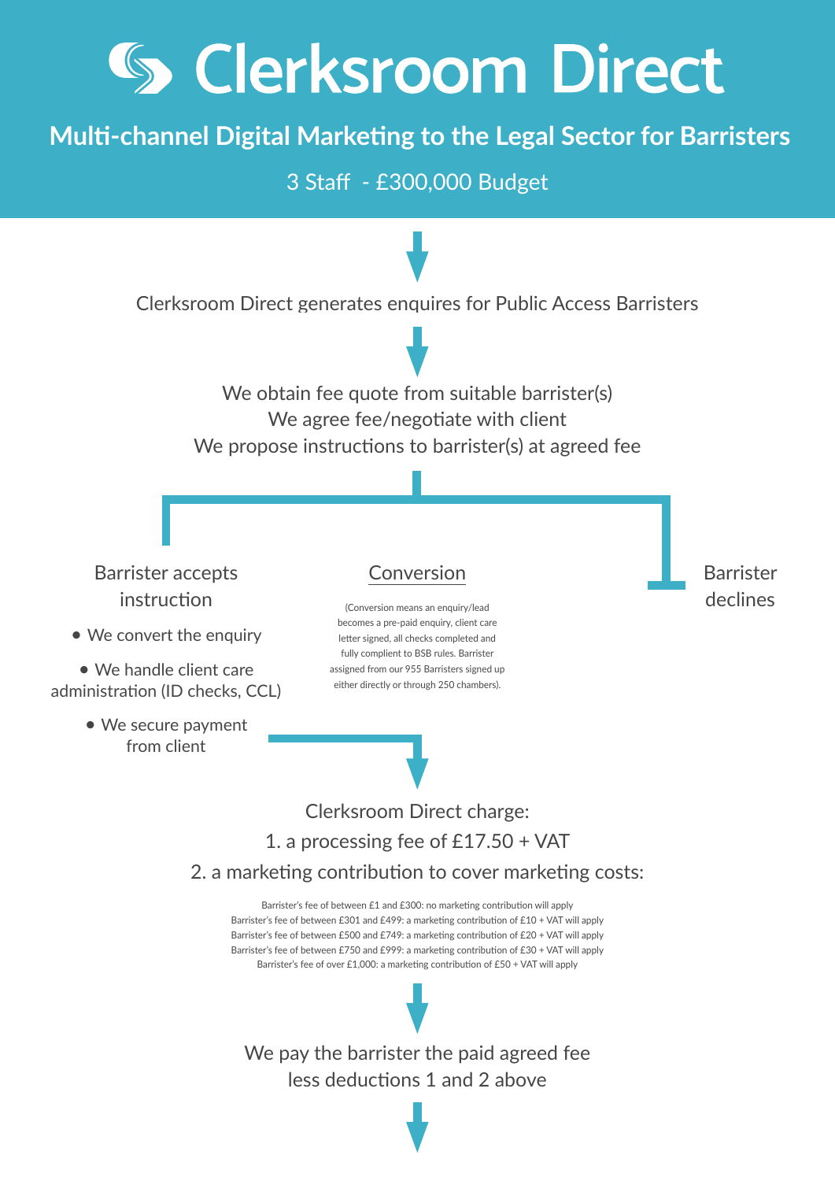# Clerksroom Direct

## Multi-channel Digital Marketing to the Legal Sector for Barristers

3 Staff - £300,000 Budget

Clerksroom Direct generates enquires for Public Access Barristers

We obtain fee quote from suitable barrister(s)
We agree fee/negotiate with client
We propose instructions to barrister(s) at agreed fee

Barrister accepts instruction

- We convert the enquiry
- We handle client care administration (ID checks, CCL)
- We secure payment from client

Conversion

(Conversion means an enquiry/lead becomes a pre-paid enquiry, client care letter signed, all checks completed and fully complient to BSB rules. Barrister assigned from our 955 Barristers signed up either directly or through 250 chambers).

Barrister declines

Clerksroom Direct charge:

1. a processing fee of £17.50 + VAT
2. a marketing contribution to cover marketing costs:

Barrister's fee of between £1 and £300: no marketing contribution will apply
Barrister's fee of between £301 and £499: a marketing contribution of £10 + VAT will apply
Barrister's fee of between £500 and £749: a marketing contribution of £20 + VAT will apply
Barrister's fee of between £750 and £999: a marketing contribution of £30 + VAT will apply
Barrister's fee of over £1,000: a marketing contribution of £50 + VAT will apply

We pay the barrister the paid agreed fee less deductions 1 and 2 above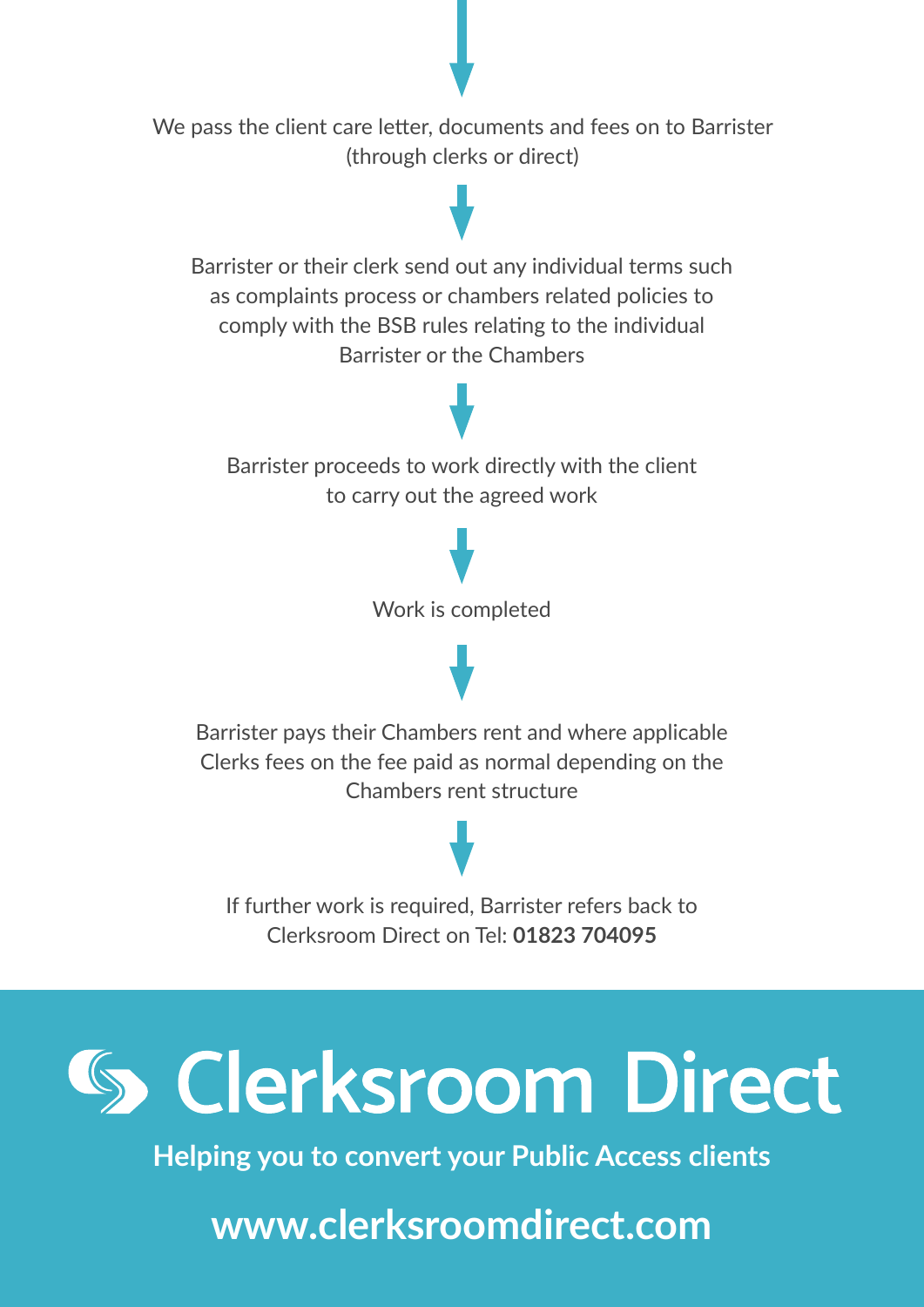We pass the client care letter, documents and fees on to Barrister (through clerks or direct)

↓

Barrister or their clerk send out any individual terms such as complaints process or chambers related policies to comply with the BSB rules relating to the individual Barrister or the Chambers

↓

Barrister proceeds to work directly with the client to carry out the agreed work

↓

Work is completed

↓

Barrister pays their Chambers rent and where applicable Clerks fees on the fee paid as normal depending on the Chambers rent structure

↓

If further work is required, Barrister refers back to Clerksroom Direct on Tel: **01823 704095**

# Clerksroom Direct

**Helping you to convert your Public Access clients**

**www.clerksroomdirect.com**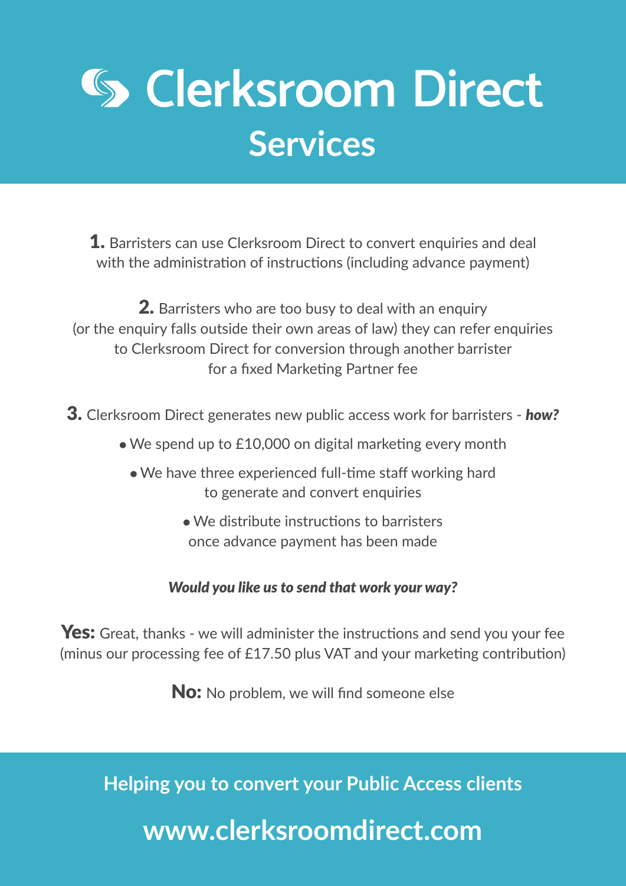# Clerksroom Direct

## Services

**1.** Barristers can use Clerksroom Direct to convert enquiries and deal with the administration of instructions (including advance payment)

**2.** Barristers who are too busy to deal with an enquiry (or the enquiry falls outside their own areas of law) they can refer enquiries to Clerksroom Direct for conversion through another barrister for a fixed Marketing Partner fee

**3.** Clerksroom Direct generates new public access work for barristers - ***how?***

- We spend up to £10,000 on digital marketing every month
- We have three experienced full-time staff working hard to generate and convert enquiries
- We distribute instructions to barristers once advance payment has been made

***Would you like us to send that work your way?***

**Yes:** Great, thanks - we will administer the instructions and send you your fee (minus our processing fee of £17.50 plus VAT and your marketing contribution)

**No:** No problem, we will find someone else

**Helping you to convert your Public Access clients**

**www.clerksroomdirect.com**